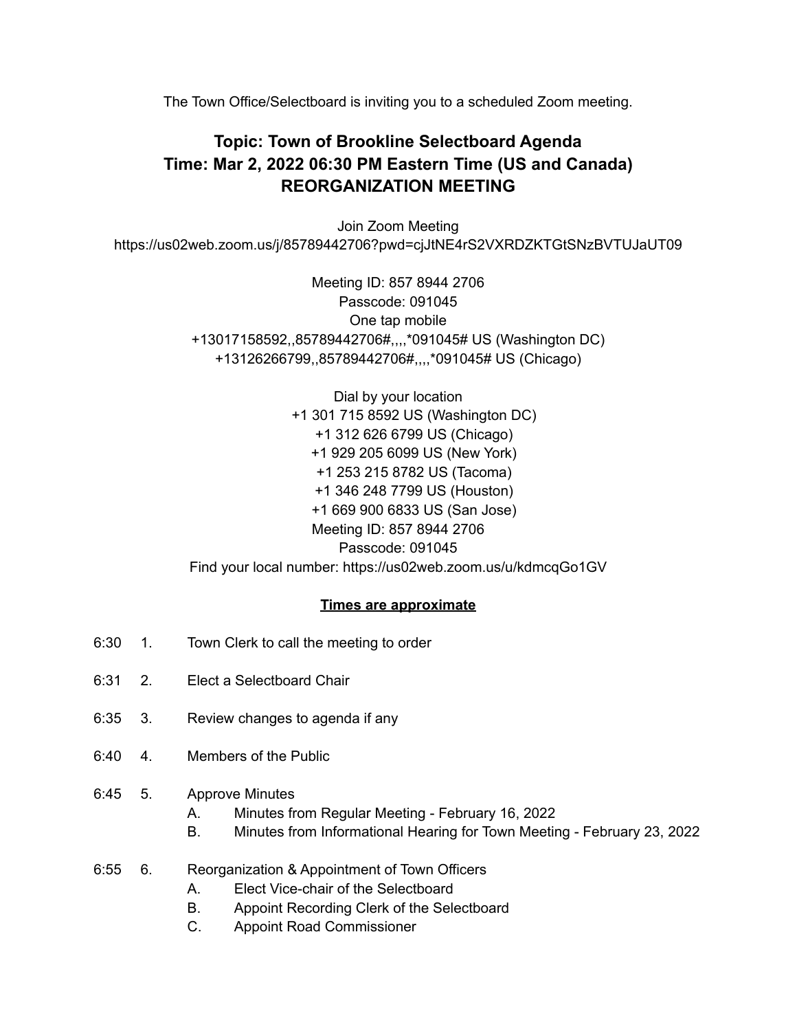The Town Office/Selectboard is inviting you to a scheduled Zoom meeting.

## Topic: Town of Brookline Selectboard Agenda
## Time: Mar 2, 2022 06:30 PM Eastern Time (US and Canada)
## REORGANIZATION MEETING

Join Zoom Meeting
https://us02web.zoom.us/j/85789442706?pwd=cjJtNE4rS2VXRDZKTGtSNzBVTUJaUT09

Meeting ID: 857 8944 2706
Passcode: 091045
One tap mobile
+13017158592,,85789442706#,,,,*091045# US (Washington DC)
+13126266799,,85789442706#,,,,*091045# US (Chicago)

Dial by your location
+1 301 715 8592 US (Washington DC)
+1 312 626 6799 US (Chicago)
+1 929 205 6099 US (New York)
+1 253 215 8782 US (Tacoma)
+1 346 248 7799 US (Houston)
+1 669 900 6833 US (San Jose)
Meeting ID: 857 8944 2706
Passcode: 091045
Find your local number: https://us02web.zoom.us/u/kdmcqGo1GV

**Times are approximate**

6:30 1. Town Clerk to call the meeting to order

6:31 2. Elect a Selectboard Chair

6:35 3. Review changes to agenda if any

6:40 4. Members of the Public

6:45 5. Approve Minutes
- A. Minutes from Regular Meeting - February 16, 2022
- B. Minutes from Informational Hearing for Town Meeting - February 23, 2022

6:55 6. Reorganization & Appointment of Town Officers
- A. Elect Vice-chair of the Selectboard
- B. Appoint Recording Clerk of the Selectboard
- C. Appoint Road Commissioner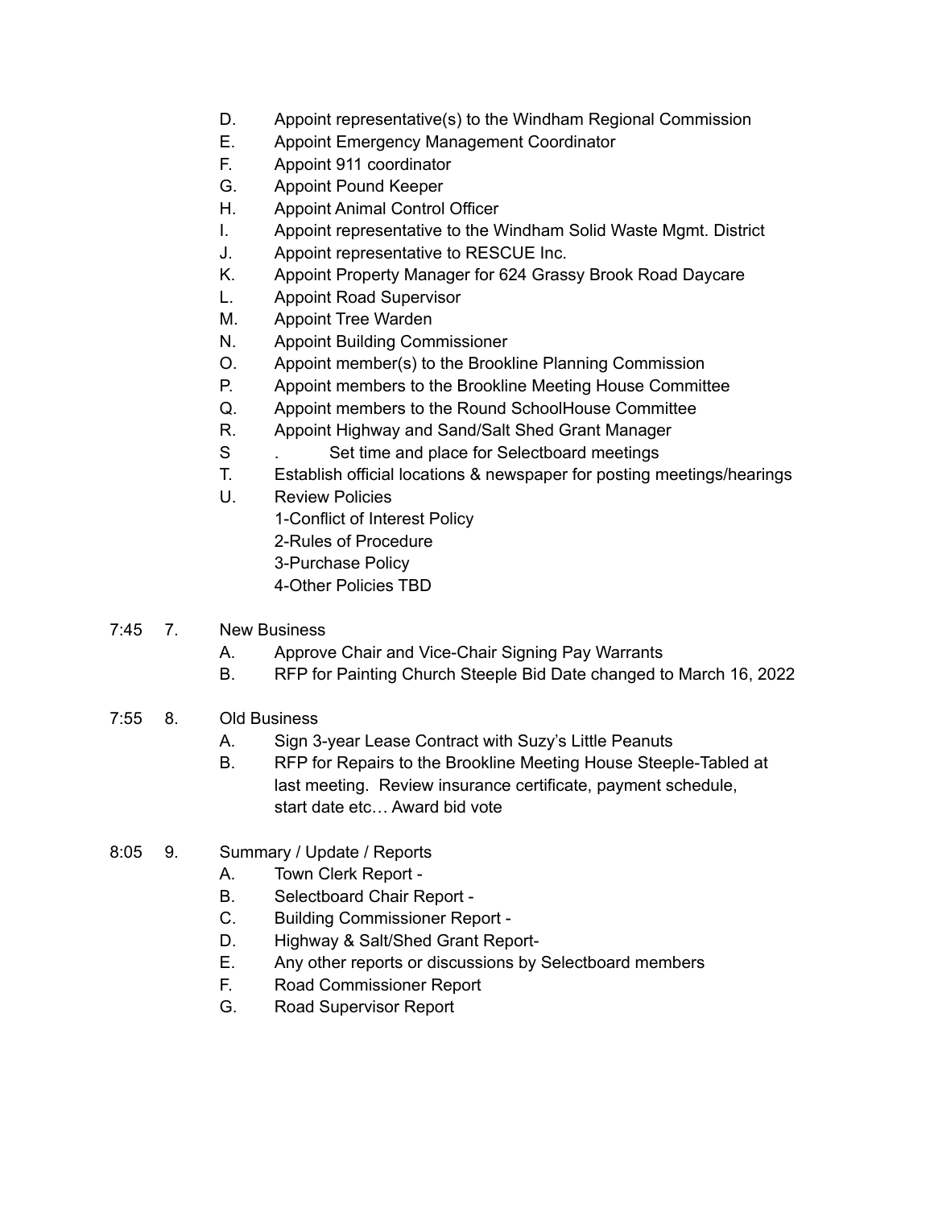D. Appoint representative(s) to the Windham Regional Commission
E. Appoint Emergency Management Coordinator
F. Appoint 911 coordinator
G. Appoint Pound Keeper
H. Appoint Animal Control Officer
I. Appoint representative to the Windham Solid Waste Mgmt. District
J. Appoint representative to RESCUE Inc.
K. Appoint Property Manager for 624 Grassy Brook Road Daycare
L. Appoint Road Supervisor
M. Appoint Tree Warden
N. Appoint Building Commissioner
O. Appoint member(s) to the Brookline Planning Commission
P. Appoint members to the Brookline Meeting House Committee
Q. Appoint members to the Round SchoolHouse Committee
R. Appoint Highway and Sand/Salt Shed Grant Manager
S . Set time and place for Selectboard meetings
T. Establish official locations & newspaper for posting meetings/hearings
U. Review Policies
1-Conflict of Interest Policy
2-Rules of Procedure
3-Purchase Policy
4-Other Policies TBD

7:45 7. New Business
A. Approve Chair and Vice-Chair Signing Pay Warrants
B. RFP for Painting Church Steeple Bid Date changed to March 16, 2022

7:55 8. Old Business
A. Sign 3-year Lease Contract with Suzy's Little Peanuts
B. RFP for Repairs to the Brookline Meeting House Steeple-Tabled at last meeting. Review insurance certificate, payment schedule, start date etc… Award bid vote

8:05 9. Summary / Update / Reports
A. Town Clerk Report -
B. Selectboard Chair Report -
C. Building Commissioner Report -
D. Highway & Salt/Shed Grant Report-
E. Any other reports or discussions by Selectboard members
F. Road Commissioner Report
G. Road Supervisor Report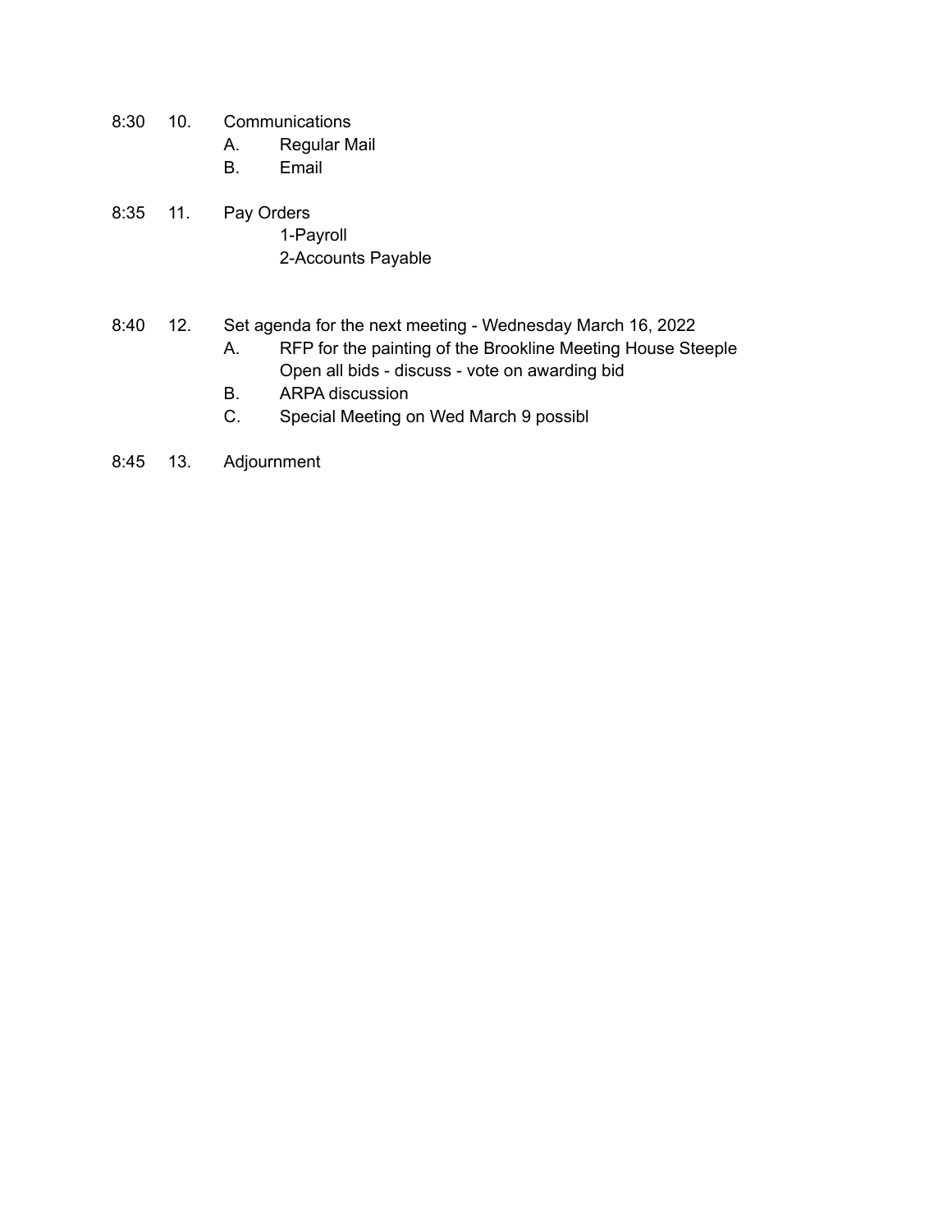8:30 10. Communications
- A. Regular Mail
- B. Email

8:35 11. Pay Orders
- 1-Payroll
- 2-Accounts Payable

8:40 12. Set agenda for the next meeting - Wednesday March 16, 2022
- A. RFP for the painting of the Brookline Meeting House Steeple
  Open all bids - discuss - vote on awarding bid
- B. ARPA discussion
- C. Special Meeting on Wed March 9 possibl

8:45 13. Adjournment